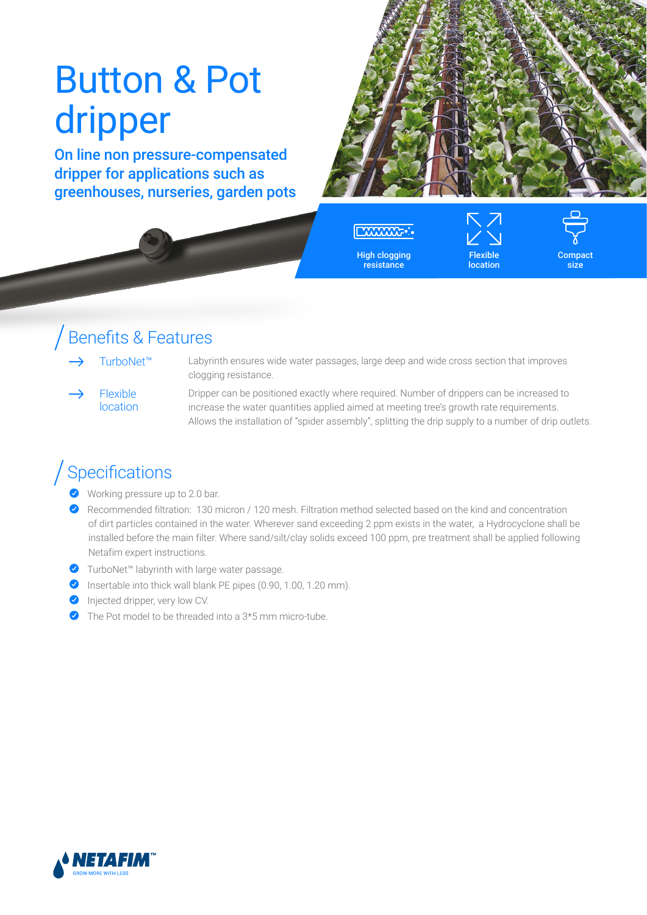# Button & Pot dripper

**On line non pressure-compensated dripper for applications such as greenhouses, nurseries, garden pots**

High clogging resistance

Flexible location

Compact size

## Benefits & Features

→ **TurboNet™** — Labyrinth ensures wide water passages, large deep and wide cross section that improves clogging resistance.

→ **Flexible location** — Dripper can be positioned exactly where required. Number of drippers can be increased to increase the water quantities applied aimed at meeting tree's growth rate requirements. Allows the installation of "spider assembly", splitting the drip supply to a number of drip outlets.

## Specifications

- Working pressure up to 2.0 bar.
- Recommended filtration: 130 micron / 120 mesh. Filtration method selected based on the kind and concentration of dirt particles contained in the water. Wherever sand exceeding 2 ppm exists in the water, a Hydrocyclone shall be installed before the main filter. Where sand/silt/clay solids exceed 100 ppm, pre treatment shall be applied following Netafim expert instructions.
- TurboNet™ labyrinth with large water passage.
- Insertable into thick wall blank PE pipes (0.90, 1.00, 1.20 mm).
- Injected dripper, very low CV.
- The Pot model to be threaded into a 3*5 mm micro-tube.

NETAFIM™ GROW MORE WITH LESS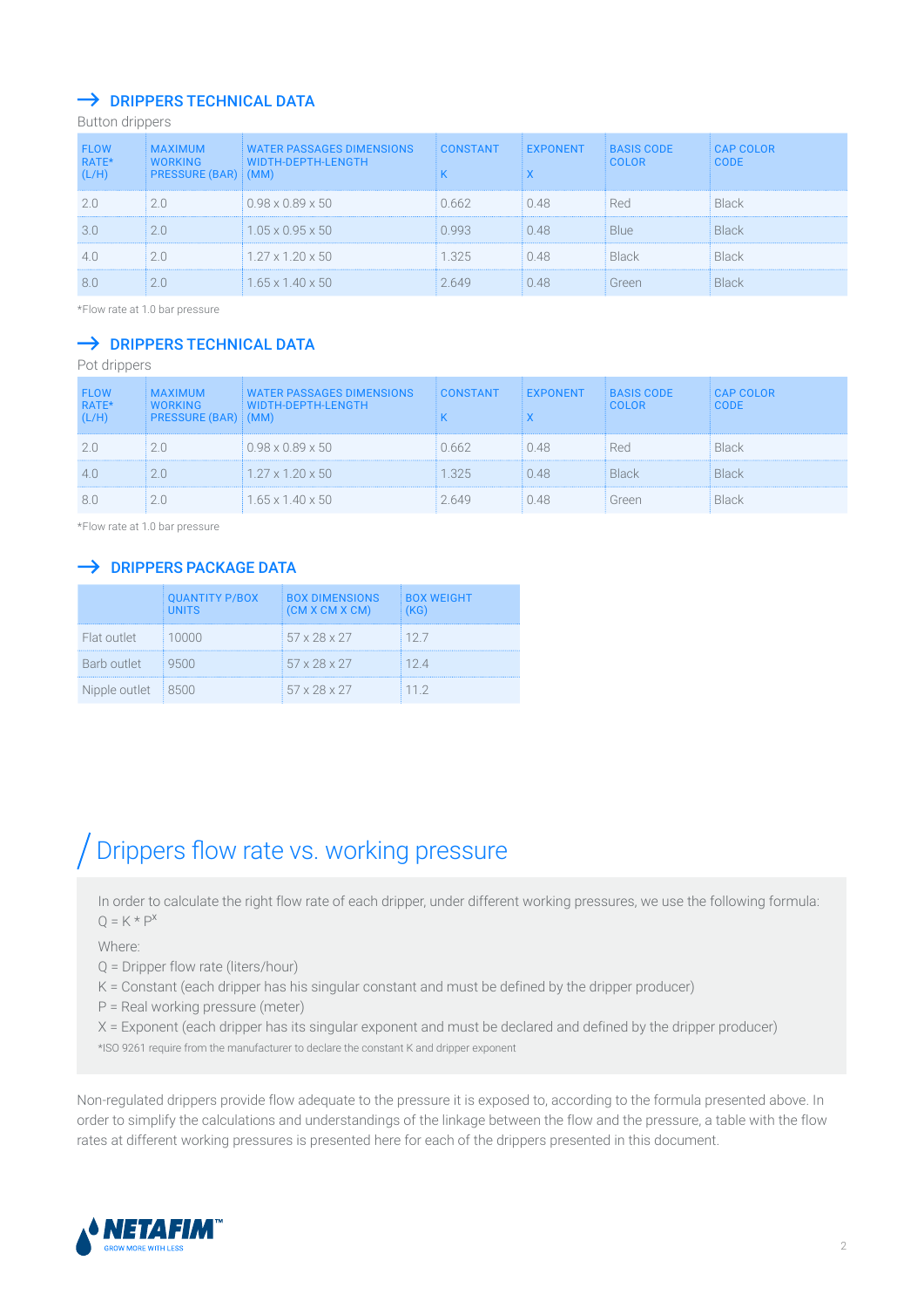## → DRIPPERS TECHNICAL DATA

Button drippers

| FLOW RATE* (L/H) | MAXIMUM WORKING PRESSURE (BAR) | WATER PASSAGES DIMENSIONS WIDTH-DEPTH-LENGTH (MM) | CONSTANT K | EXPONENT X | BASIS CODE COLOR | CAP COLOR CODE |
|---|---|---|---|---|---|---|
| 2.0 | 2.0 | 0.98 x 0.89 x 50 | 0.662 | 0.48 | Red | Black |
| 3.0 | 2.0 | 1.05 x 0.95 x 50 | 0.993 | 0.48 | Blue | Black |
| 4.0 | 2.0 | 1.27 x 1.20 x 50 | 1.325 | 0.48 | Black | Black |
| 8.0 | 2.0 | 1.65 x 1.40 x 50 | 2.649 | 0.48 | Green | Black |

*Flow rate at 1.0 bar pressure

## → DRIPPERS TECHNICAL DATA

Pot drippers

| FLOW RATE* (L/H) | MAXIMUM WORKING PRESSURE (BAR) | WATER PASSAGES DIMENSIONS WIDTH-DEPTH-LENGTH (MM) | CONSTANT K | EXPONENT X | BASIS CODE COLOR | CAP COLOR CODE |
|---|---|---|---|---|---|---|
| 2.0 | 2.0 | 0.98 x 0.89 x 50 | 0.662 | 0.48 | Red | Black |
| 4.0 | 2.0 | 1.27 x 1.20 x 50 | 1.325 | 0.48 | Black | Black |
| 8.0 | 2.0 | 1.65 x 1.40 x 50 | 2.649 | 0.48 | Green | Black |

*Flow rate at 1.0 bar pressure

## → DRIPPERS PACKAGE DATA

| | QUANTITY P/BOX UNITS | BOX DIMENSIONS (CM X CM X CM) | BOX WEIGHT (KG) |
|---|---|---|---|
| Flat outlet | 10000 | 57 x 28 x 27 | 12.7 |
| Barb outlet | 9500 | 57 x 28 x 27 | 12.4 |
| Nipple outlet | 8500 | 57 x 28 x 27 | 11.2 |

# Drippers flow rate vs. working pressure

In order to calculate the right flow rate of each dripper, under different working pressures, we use the following formula:
$Q = K * P^X$

Where:

Q = Dripper flow rate (liters/hour)
K = Constant (each dripper has his singular constant and must be defined by the dripper producer)
P = Real working pressure (meter)
X = Exponent (each dripper has its singular exponent and must be declared and defined by the dripper producer)

*ISO 9261 require from the manufacturer to declare the constant K and dripper exponent

Non-regulated drippers provide flow adequate to the pressure it is exposed to, according to the formula presented above. In order to simplify the calculations and understandings of the linkage between the flow and the pressure, a table with the flow rates at different working pressures is presented here for each of the drippers presented in this document.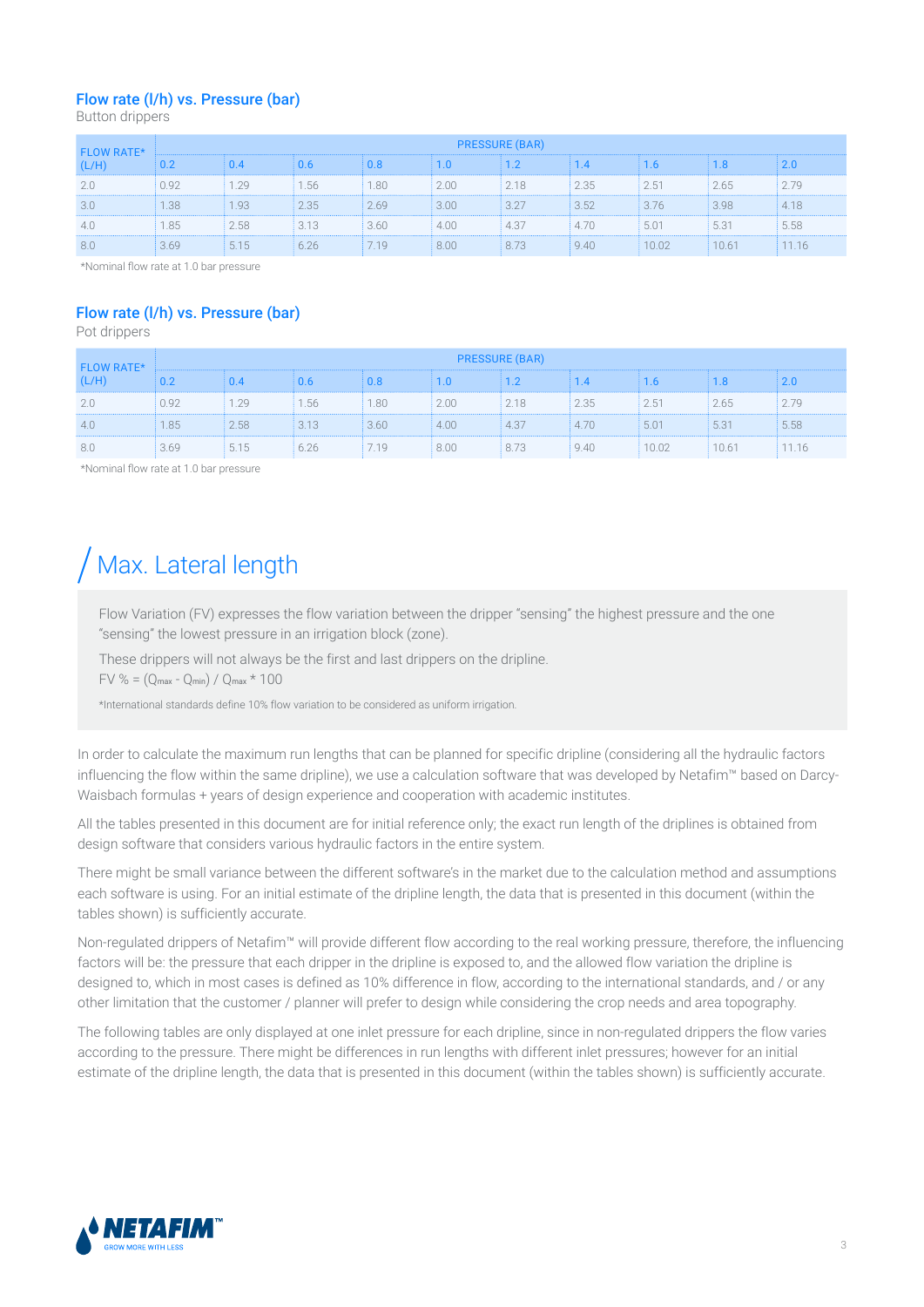### Flow rate (l/h) vs. Pressure (bar)

Button drippers

| FLOW RATE* (L/H) | PRESSURE (BAR) | | | | | | | | | |
|---|---|---|---|---|---|---|---|---|---|---|
| | 0.2 | 0.4 | 0.6 | 0.8 | 1.0 | 1.2 | 1.4 | 1.6 | 1.8 | 2.0 |
| 2.0 | 0.92 | 1.29 | 1.56 | 1.80 | 2.00 | 2.18 | 2.35 | 2.51 | 2.65 | 2.79 |
| 3.0 | 1.38 | 1.93 | 2.35 | 2.69 | 3.00 | 3.27 | 3.52 | 3.76 | 3.98 | 4.18 |
| 4.0 | 1.85 | 2.58 | 3.13 | 3.60 | 4.00 | 4.37 | 4.70 | 5.01 | 5.31 | 5.58 |
| 8.0 | 3.69 | 5.15 | 6.26 | 7.19 | 8.00 | 8.73 | 9.40 | 10.02 | 10.61 | 11.16 |

*Nominal flow rate at 1.0 bar pressure

### Flow rate (l/h) vs. Pressure (bar)

Pot drippers

| FLOW RATE* (L/H) | PRESSURE (BAR) | | | | | | | | | |
|---|---|---|---|---|---|---|---|---|---|---|
| | 0.2 | 0.4 | 0.6 | 0.8 | 1.0 | 1.2 | 1.4 | 1.6 | 1.8 | 2.0 |
| 2.0 | 0.92 | 1.29 | 1.56 | 1.80 | 2.00 | 2.18 | 2.35 | 2.51 | 2.65 | 2.79 |
| 4.0 | 1.85 | 2.58 | 3.13 | 3.60 | 4.00 | 4.37 | 4.70 | 5.01 | 5.31 | 5.58 |
| 8.0 | 3.69 | 5.15 | 6.26 | 7.19 | 8.00 | 8.73 | 9.40 | 10.02 | 10.61 | 11.16 |

*Nominal flow rate at 1.0 bar pressure

# Max. Lateral length

Flow Variation (FV) expresses the flow variation between the dripper "sensing" the highest pressure and the one "sensing" the lowest pressure in an irrigation block (zone).

These drippers will not always be the first and last drippers on the dripline.

FV % = $(Q_{max} - Q_{min}) / Q_{max} * 100$

*International standards define 10% flow variation to be considered as uniform irrigation.

In order to calculate the maximum run lengths that can be planned for specific dripline (considering all the hydraulic factors influencing the flow within the same dripline), we use a calculation software that was developed by Netafim™ based on Darcy-Waisbach formulas + years of design experience and cooperation with academic institutes.

All the tables presented in this document are for initial reference only; the exact run length of the driplines is obtained from design software that considers various hydraulic factors in the entire system.

There might be small variance between the different software's in the market due to the calculation method and assumptions each software is using. For an initial estimate of the dripline length, the data that is presented in this document (within the tables shown) is sufficiently accurate.

Non-regulated drippers of Netafim™ will provide different flow according to the real working pressure, therefore, the influencing factors will be: the pressure that each dripper in the dripline is exposed to, and the allowed flow variation the dripline is designed to, which in most cases is defined as 10% difference in flow, according to the international standards, and / or any other limitation that the customer / planner will prefer to design while considering the crop needs and area topography.

The following tables are only displayed at one inlet pressure for each dripline, since in non-regulated drippers the flow varies according to the pressure. There might be differences in run lengths with different inlet pressures; however for an initial estimate of the dripline length, the data that is presented in this document (within the tables shown) is sufficiently accurate.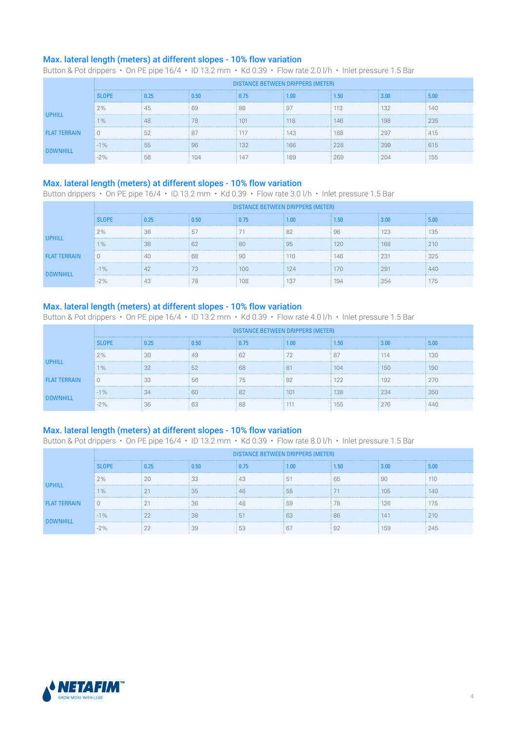## Max. lateral length (meters) at different slopes - 10% flow variation

Button & Pot drippers • On PE pipe 16/4 • ID 13.2 mm • Kd 0.39 • Flow rate 2.0 l/h • Inlet pressure 1.5 Bar

| | DISTANCE BETWEEN DRIPPERS (METER) | | | | | | | |
|---|---|---|---|---|---|---|---|---|
| | SLOPE | 0.25 | 0.50 | 0.75 | 1.00 | 1.50 | 3.00 | 5.00 |
| UPHILL | 2% | 45 | 69 | 86 | 97 | 113 | 132 | 140 |
| | 1% | 48 | 78 | 101 | 118 | 146 | 198 | 235 |
| FLAT TERRAIN | 0 | 52 | 87 | 117 | 143 | 188 | 297 | 415 |
| DOWNHILL | -1% | 55 | 96 | 132 | 166 | 228 | 399 | 615 |
| | -2% | 58 | 104 | 147 | 189 | 269 | 204 | 155 |

## Max. lateral length (meters) at different slopes - 10% flow variation

Button drippers • On PE pipe 16/4 • ID 13.2 mm • Kd 0.39 • Flow rate 3.0 l/h • Inlet pressure 1.5 Bar

| | DISTANCE BETWEEN DRIPPERS (METER) | | | | | | | |
|---|---|---|---|---|---|---|---|---|
| | SLOPE | 0.25 | 0.50 | 0.75 | 1.00 | 1.50 | 3.00 | 5.00 |
| UPHILL | 2% | 36 | 57 | 71 | 82 | 98 | 123 | 135 |
| | 1% | 38 | 62 | 80 | 95 | 120 | 168 | 210 |
| FLAT TERRAIN | 0 | 40 | 68 | 90 | 110 | 146 | 231 | 325 |
| DOWNHILL | -1% | 42 | 73 | 100 | 124 | 170 | 291 | 440 |
| | -2% | 43 | 78 | 108 | 137 | 194 | 354 | 175 |

## Max. lateral length (meters) at different slopes - 10% flow variation

Button & Pot drippers • On PE pipe 16/4 • ID 13.2 mm • Kd 0.39 • Flow rate 4.0 l/h • Inlet pressure 1.5 Bar

| | DISTANCE BETWEEN DRIPPERS (METER) | | | | | | | |
|---|---|---|---|---|---|---|---|---|
| | SLOPE | 0.25 | 0.50 | 0.75 | 1.00 | 1.50 | 3.00 | 5.00 |
| UPHILL | 2% | 30 | 49 | 62 | 72 | 87 | 114 | 130 |
| | 1% | 32 | 52 | 68 | 81 | 104 | 150 | 190 |
| FLAT TERRAIN | 0 | 33 | 56 | 75 | 92 | 122 | 192 | 270 |
| DOWNHILL | -1% | 34 | 60 | 82 | 101 | 138 | 234 | 350 |
| | -2% | 36 | 63 | 88 | 111 | 155 | 276 | 440 |

## Max. lateral length (meters) at different slopes - 10% flow variation

Button & Pot drippers • On PE pipe 16/4 • ID 13.2 mm • Kd 0.39 • Flow rate 8.0 l/h • Inlet pressure 1.5 Bar

| | DISTANCE BETWEEN DRIPPERS (METER) | | | | | | | |
|---|---|---|---|---|---|---|---|---|
| | SLOPE | 0.25 | 0.50 | 0.75 | 1.00 | 1.50 | 3.00 | 5.00 |
| UPHILL | 2% | 20 | 33 | 43 | 51 | 65 | 90 | 110 |
| | 1% | 21 | 35 | 46 | 55 | 71 | 105 | 140 |
| FLAT TERRAIN | 0 | 21 | 36 | 48 | 59 | 78 | 126 | 175 |
| DOWNHILL | -1% | 22 | 38 | 51 | 63 | 86 | 141 | 210 |
| | -2% | 22 | 39 | 53 | 67 | 92 | 159 | 245 |

NETAFIM™
GROW MORE WITH LESS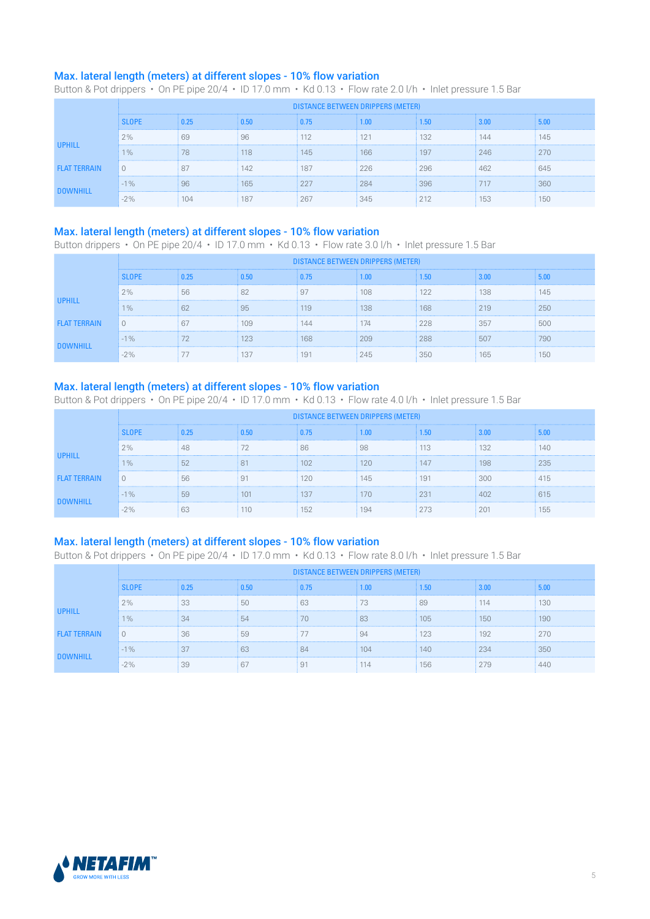## Max. lateral length (meters) at different slopes - 10% flow variation

Button & Pot drippers • On PE pipe 20/4 • ID 17.0 mm • Kd 0.13 • Flow rate 2.0 l/h • Inlet pressure 1.5 Bar

| | DISTANCE BETWEEN DRIPPERS (METER) | | | | | | | |
|---|---|---|---|---|---|---|---|---|
| | SLOPE | 0.25 | 0.50 | 0.75 | 1.00 | 1.50 | 3.00 | 5.00 |
| UPHILL | 2% | 69 | 96 | 112 | 121 | 132 | 144 | 145 |
| | 1% | 78 | 118 | 145 | 166 | 197 | 246 | 270 |
| FLAT TERRAIN | 0 | 87 | 142 | 187 | 226 | 296 | 462 | 645 |
| DOWNHILL | -1% | 96 | 165 | 227 | 284 | 396 | 717 | 360 |
| | -2% | 104 | 187 | 267 | 345 | 212 | 153 | 150 |

## Max. lateral length (meters) at different slopes - 10% flow variation

Button drippers • On PE pipe 20/4 • ID 17.0 mm • Kd 0.13 • Flow rate 3.0 l/h • Inlet pressure 1.5 Bar

| | DISTANCE BETWEEN DRIPPERS (METER) | | | | | | | |
|---|---|---|---|---|---|---|---|---|
| | SLOPE | 0.25 | 0.50 | 0.75 | 1.00 | 1.50 | 3.00 | 5.00 |
| UPHILL | 2% | 56 | 82 | 97 | 108 | 122 | 138 | 145 |
| | 1% | 62 | 95 | 119 | 138 | 168 | 219 | 250 |
| FLAT TERRAIN | 0 | 67 | 109 | 144 | 174 | 228 | 357 | 500 |
| DOWNHILL | -1% | 72 | 123 | 168 | 209 | 288 | 507 | 790 |
| | -2% | 77 | 137 | 191 | 245 | 350 | 165 | 150 |

## Max. lateral length (meters) at different slopes - 10% flow variation

Button & Pot drippers • On PE pipe 20/4 • ID 17.0 mm • Kd 0.13 • Flow rate 4.0 l/h • Inlet pressure 1.5 Bar

| | DISTANCE BETWEEN DRIPPERS (METER) | | | | | | | |
|---|---|---|---|---|---|---|---|---|
| | SLOPE | 0.25 | 0.50 | 0.75 | 1.00 | 1.50 | 3.00 | 5.00 |
| UPHILL | 2% | 48 | 72 | 86 | 98 | 113 | 132 | 140 |
| | 1% | 52 | 81 | 102 | 120 | 147 | 198 | 235 |
| FLAT TERRAIN | 0 | 56 | 91 | 120 | 145 | 191 | 300 | 415 |
| DOWNHILL | -1% | 59 | 101 | 137 | 170 | 231 | 402 | 615 |
| | -2% | 63 | 110 | 152 | 194 | 273 | 201 | 155 |

## Max. lateral length (meters) at different slopes - 10% flow variation

Button & Pot drippers • On PE pipe 20/4 • ID 17.0 mm • Kd 0.13 • Flow rate 8.0 l/h • Inlet pressure 1.5 Bar

| | DISTANCE BETWEEN DRIPPERS (METER) | | | | | | | |
|---|---|---|---|---|---|---|---|---|
| | SLOPE | 0.25 | 0.50 | 0.75 | 1.00 | 1.50 | 3.00 | 5.00 |
| UPHILL | 2% | 33 | 50 | 63 | 73 | 89 | 114 | 130 |
| | 1% | 34 | 54 | 70 | 83 | 105 | 150 | 190 |
| FLAT TERRAIN | 0 | 36 | 59 | 77 | 94 | 123 | 192 | 270 |
| DOWNHILL | -1% | 37 | 63 | 84 | 104 | 140 | 234 | 350 |
| | -2% | 39 | 67 | 91 | 114 | 156 | 279 | 440 |

NETAFIM™ GROW MORE WITH LESS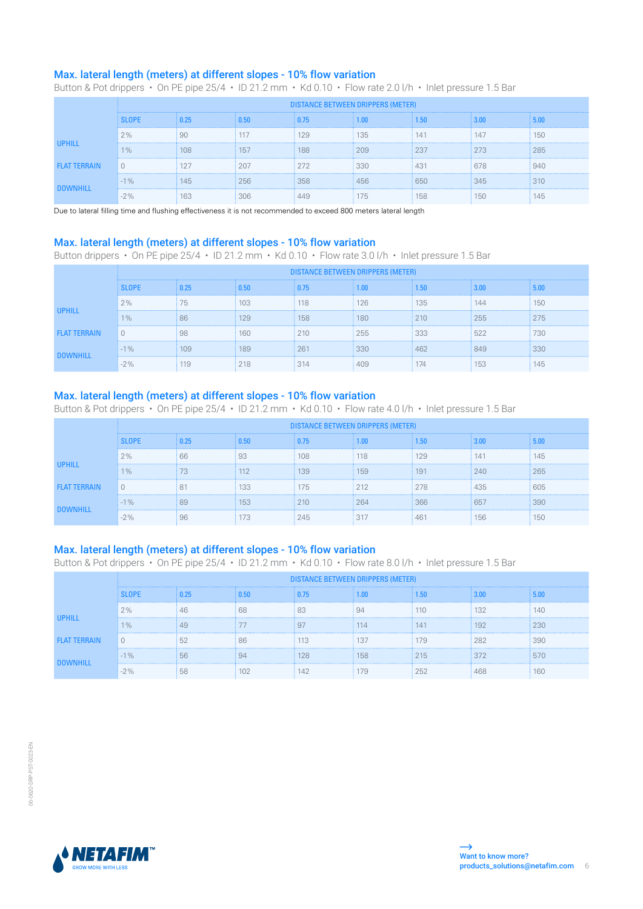## Max. lateral length (meters) at different slopes - 10% flow variation

Button & Pot drippers • On PE pipe 25/4 • ID 21.2 mm • Kd 0.10 • Flow rate 2.0 l/h • Inlet pressure 1.5 Bar

| | DISTANCE BETWEEN DRIPPERS (METER) | | | | | | | |
|---|---|---|---|---|---|---|---|---|
| | SLOPE | 0.25 | 0.50 | 0.75 | 1.00 | 1.50 | 3.00 | 5.00 |
| UPHILL | 2% | 90 | 117 | 129 | 135 | 141 | 147 | 150 |
| | 1% | 108 | 157 | 188 | 209 | 237 | 273 | 285 |
| FLAT TERRAIN | 0 | 127 | 207 | 272 | 330 | 431 | 678 | 940 |
| DOWNHILL | -1% | 145 | 256 | 358 | 456 | 650 | 345 | 310 |
| | -2% | 163 | 306 | 449 | 175 | 158 | 150 | 145 |

Due to lateral filling time and flushing effectiveness it is not recommended to exceed 800 meters lateral length

## Max. lateral length (meters) at different slopes - 10% flow variation

Button drippers • On PE pipe 25/4 • ID 21.2 mm • Kd 0.10 • Flow rate 3.0 l/h • Inlet pressure 1.5 Bar

| | DISTANCE BETWEEN DRIPPERS (METER) | | | | | | | |
|---|---|---|---|---|---|---|---|---|
| | SLOPE | 0.25 | 0.50 | 0.75 | 1.00 | 1.50 | 3.00 | 5.00 |
| UPHILL | 2% | 75 | 103 | 118 | 126 | 135 | 144 | 150 |
| | 1% | 86 | 129 | 158 | 180 | 210 | 255 | 275 |
| FLAT TERRAIN | 0 | 98 | 160 | 210 | 255 | 333 | 522 | 730 |
| DOWNHILL | -1% | 109 | 189 | 261 | 330 | 462 | 849 | 330 |
| | -2% | 119 | 218 | 314 | 409 | 174 | 153 | 145 |

## Max. lateral length (meters) at different slopes - 10% flow variation

Button & Pot drippers • On PE pipe 25/4 • ID 21.2 mm • Kd 0.10 • Flow rate 4.0 l/h • Inlet pressure 1.5 Bar

| | DISTANCE BETWEEN DRIPPERS (METER) | | | | | | | |
|---|---|---|---|---|---|---|---|---|
| | SLOPE | 0.25 | 0.50 | 0.75 | 1.00 | 1.50 | 3.00 | 5.00 |
| UPHILL | 2% | 66 | 93 | 108 | 118 | 129 | 141 | 145 |
| | 1% | 73 | 112 | 139 | 159 | 191 | 240 | 265 |
| FLAT TERRAIN | 0 | 81 | 133 | 175 | 212 | 278 | 435 | 605 |
| DOWNHILL | -1% | 89 | 153 | 210 | 264 | 366 | 657 | 390 |
| | -2% | 96 | 173 | 245 | 317 | 461 | 156 | 150 |

## Max. lateral length (meters) at different slopes - 10% flow variation

Button & Pot drippers • On PE pipe 25/4 • ID 21.2 mm • Kd 0.10 • Flow rate 8.0 l/h • Inlet pressure 1.5 Bar

| | DISTANCE BETWEEN DRIPPERS (METER) | | | | | | | |
|---|---|---|---|---|---|---|---|---|
| | SLOPE | 0.25 | 0.50 | 0.75 | 1.00 | 1.50 | 3.00 | 5.00 |
| UPHILL | 2% | 46 | 68 | 83 | 94 | 110 | 132 | 140 |
| | 1% | 49 | 77 | 97 | 114 | 141 | 192 | 230 |
| FLAT TERRAIN | 0 | 52 | 86 | 113 | 137 | 179 | 282 | 390 |
| DOWNHILL | -1% | 56 | 94 | 128 | 158 | 215 | 372 | 570 |
| | -2% | 58 | 102 | 142 | 179 | 252 | 468 | 160 |

06-0620-DRP-PST-0023-EN

NETAFIM™
GROW MORE WITH LESS

Want to know more?
products_solutions@netafim.com